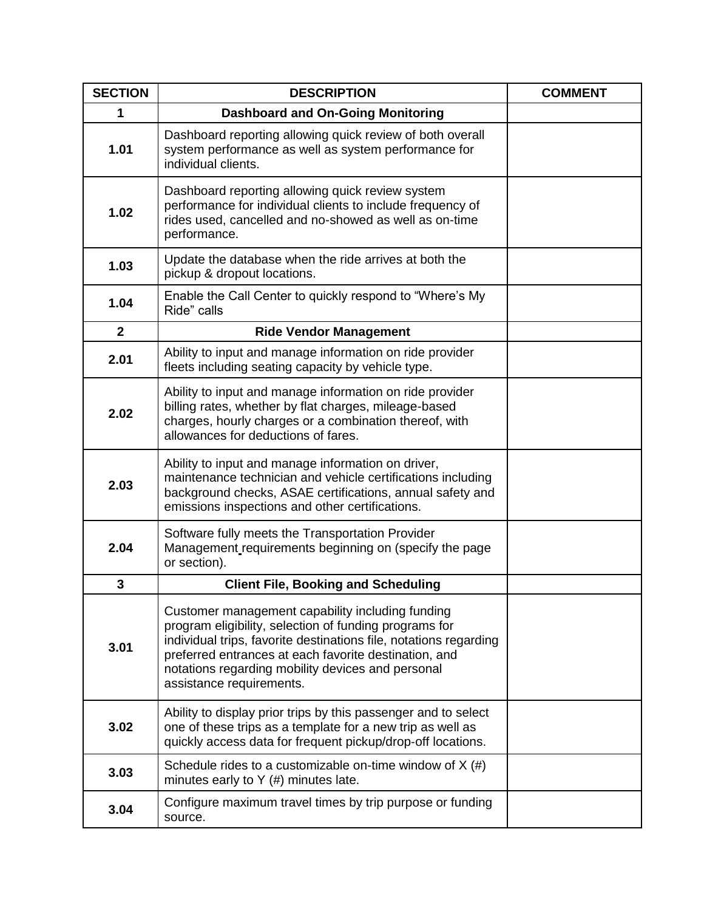| SECTION | DESCRIPTION | COMMENT |
|---|---|---|
| **1** | **Dashboard and On-Going Monitoring** | |
| **1.01** | Dashboard reporting allowing quick review of both overall system performance as well as system performance for individual clients. | |
| **1.02** | Dashboard reporting allowing quick review system performance for individual clients to include frequency of rides used, cancelled and no-showed as well as on-time performance. | |
| **1.03** | Update the database when the ride arrives at both the pickup & dropout locations. | |
| **1.04** | Enable the Call Center to quickly respond to "Where's My Ride" calls | |
| **2** | **Ride Vendor Management** | |
| **2.01** | Ability to input and manage information on ride provider fleets including seating capacity by vehicle type. | |
| **2.02** | Ability to input and manage information on ride provider billing rates, whether by flat charges, mileage-based charges, hourly charges or a combination thereof, with allowances for deductions of fares. | |
| **2.03** | Ability to input and manage information on driver, maintenance technician and vehicle certifications including background checks, ASAE certifications, annual safety and emissions inspections and other certifications. | |
| **2.04** | Software fully meets the Transportation Provider Management requirements beginning on (specify the page or section). | |
| **3** | **Client File, Booking and Scheduling** | |
| **3.01** | Customer management capability including funding program eligibility, selection of funding programs for individual trips, favorite destinations file, notations regarding preferred entrances at each favorite destination, and notations regarding mobility devices and personal assistance requirements. | |
| **3.02** | Ability to display prior trips by this passenger and to select one of these trips as a template for a new trip as well as quickly access data for frequent pickup/drop-off locations. | |
| **3.03** | Schedule rides to a customizable on-time window of X (#) minutes early to Y (#) minutes late. | |
| **3.04** | Configure maximum travel times by trip purpose or funding source. | |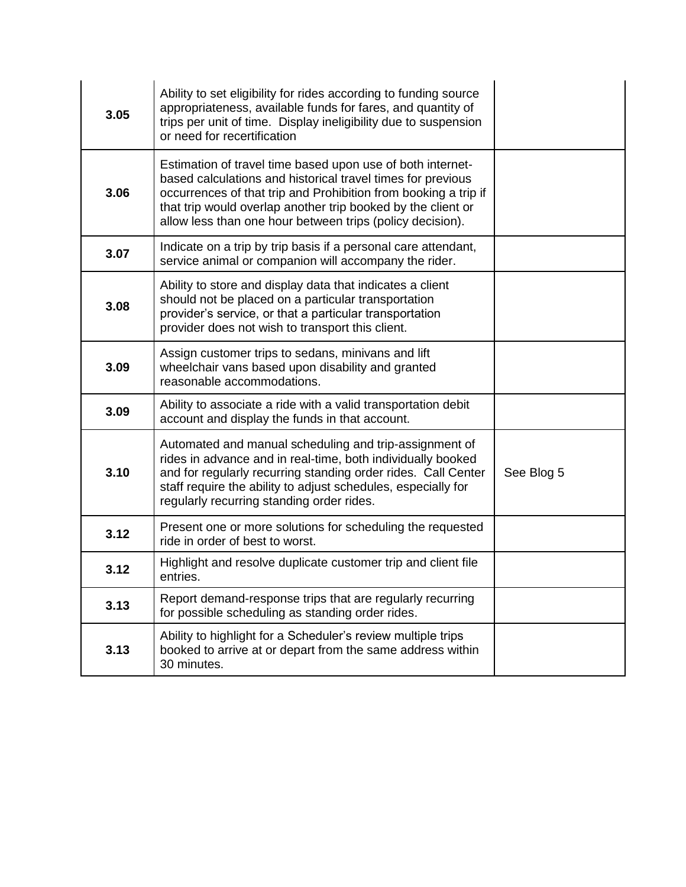| | | |
|---|---|---|
| **3.05** | Ability to set eligibility for rides according to funding source appropriateness, available funds for fares, and quantity of trips per unit of time. Display ineligibility due to suspension or need for recertification | |
| **3.06** | Estimation of travel time based upon use of both internet-based calculations and historical travel times for previous occurrences of that trip and Prohibition from booking a trip if that trip would overlap another trip booked by the client or allow less than one hour between trips (policy decision). | |
| **3.07** | Indicate on a trip by trip basis if a personal care attendant, service animal or companion will accompany the rider. | |
| **3.08** | Ability to store and display data that indicates a client should not be placed on a particular transportation provider's service, or that a particular transportation provider does not wish to transport this client. | |
| **3.09** | Assign customer trips to sedans, minivans and lift wheelchair vans based upon disability and granted reasonable accommodations. | |
| **3.09** | Ability to associate a ride with a valid transportation debit account and display the funds in that account. | |
| **3.10** | Automated and manual scheduling and trip-assignment of rides in advance and in real-time, both individually booked and for regularly recurring standing order rides. Call Center staff require the ability to adjust schedules, especially for regularly recurring standing order rides. | See Blog 5 |
| **3.12** | Present one or more solutions for scheduling the requested ride in order of best to worst. | |
| **3.12** | Highlight and resolve duplicate customer trip and client file entries. | |
| **3.13** | Report demand-response trips that are regularly recurring for possible scheduling as standing order rides. | |
| **3.13** | Ability to highlight for a Scheduler's review multiple trips booked to arrive at or depart from the same address within 30 minutes. | |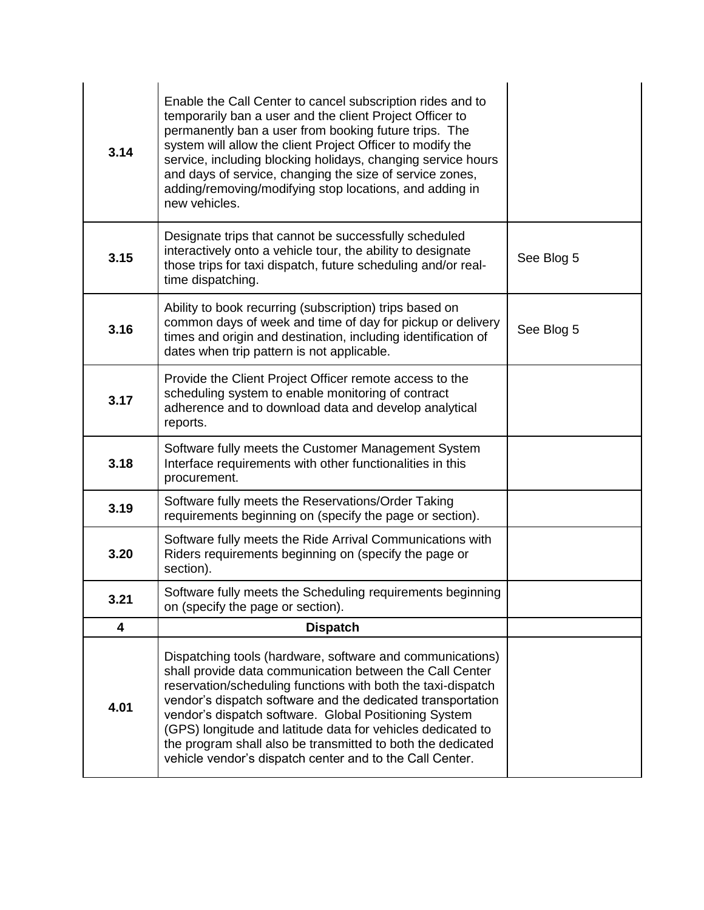| | | |
|---|---|---|
| **3.14** | Enable the Call Center to cancel subscription rides and to temporarily ban a user and the client Project Officer to permanently ban a user from booking future trips. The system will allow the client Project Officer to modify the service, including blocking holidays, changing service hours and days of service, changing the size of service zones, adding/removing/modifying stop locations, and adding in new vehicles. | |
| **3.15** | Designate trips that cannot be successfully scheduled interactively onto a vehicle tour, the ability to designate those trips for taxi dispatch, future scheduling and/or real-time dispatching. | See Blog 5 |
| **3.16** | Ability to book recurring (subscription) trips based on common days of week and time of day for pickup or delivery times and origin and destination, including identification of dates when trip pattern is not applicable. | See Blog 5 |
| **3.17** | Provide the Client Project Officer remote access to the scheduling system to enable monitoring of contract adherence and to download data and develop analytical reports. | |
| **3.18** | Software fully meets the Customer Management System Interface requirements with other functionalities in this procurement. | |
| **3.19** | Software fully meets the Reservations/Order Taking requirements beginning on (specify the page or section). | |
| **3.20** | Software fully meets the Ride Arrival Communications with Riders requirements beginning on (specify the page or section). | |
| **3.21** | Software fully meets the Scheduling requirements beginning on (specify the page or section). | |
| **4** | **Dispatch** | |
| **4.01** | Dispatching tools (hardware, software and communications) shall provide data communication between the Call Center reservation/scheduling functions with both the taxi-dispatch vendor's dispatch software and the dedicated transportation vendor's dispatch software. Global Positioning System (GPS) longitude and latitude data for vehicles dedicated to the program shall also be transmitted to both the dedicated vehicle vendor's dispatch center and to the Call Center. | |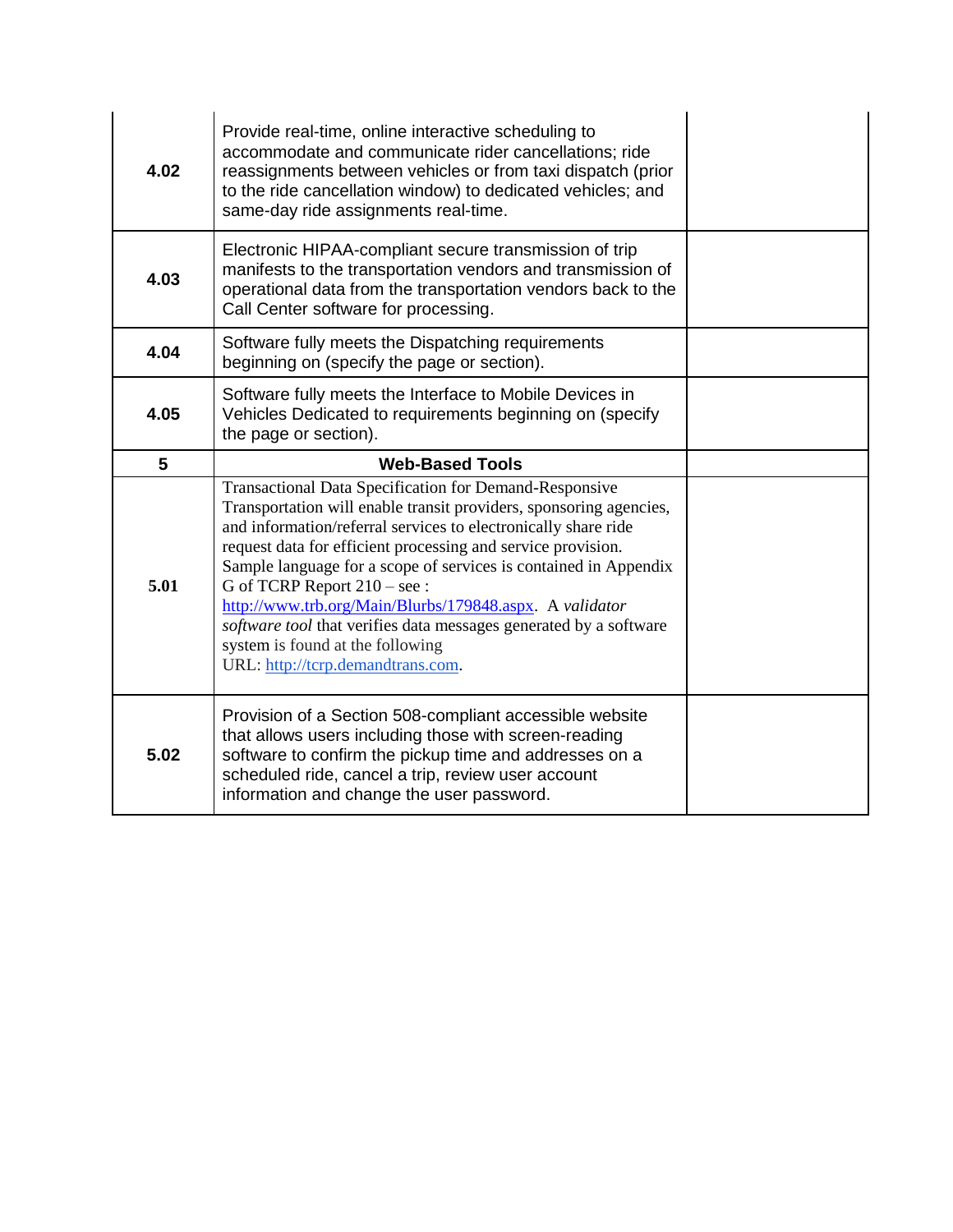| | | |
|---|---|---|
| **4.02** | Provide real-time, online interactive scheduling to accommodate and communicate rider cancellations; ride reassignments between vehicles or from taxi dispatch (prior to the ride cancellation window) to dedicated vehicles; and same-day ride assignments real-time. | |
| **4.03** | Electronic HIPAA-compliant secure transmission of trip manifests to the transportation vendors and transmission of operational data from the transportation vendors back to the Call Center software for processing. | |
| **4.04** | Software fully meets the Dispatching requirements beginning on (specify the page or section). | |
| **4.05** | Software fully meets the Interface to Mobile Devices in Vehicles Dedicated to requirements beginning on (specify the page or section). | |
| **5** | **Web-Based Tools** | |
| **5.01** | Transactional Data Specification for Demand-Responsive Transportation will enable transit providers, sponsoring agencies, and information/referral services to electronically share ride request data for efficient processing and service provision. Sample language for a scope of services is contained in Appendix G of TCRP Report 210 – see : http://www.trb.org/Main/Blurbs/179848.aspx. A *validator software tool* that verifies data messages generated by a software system is found at the following URL: http://tcrp.demandtrans.com. | |
| **5.02** | Provision of a Section 508-compliant accessible website that allows users including those with screen-reading software to confirm the pickup time and addresses on a scheduled ride, cancel a trip, review user account information and change the user password. | |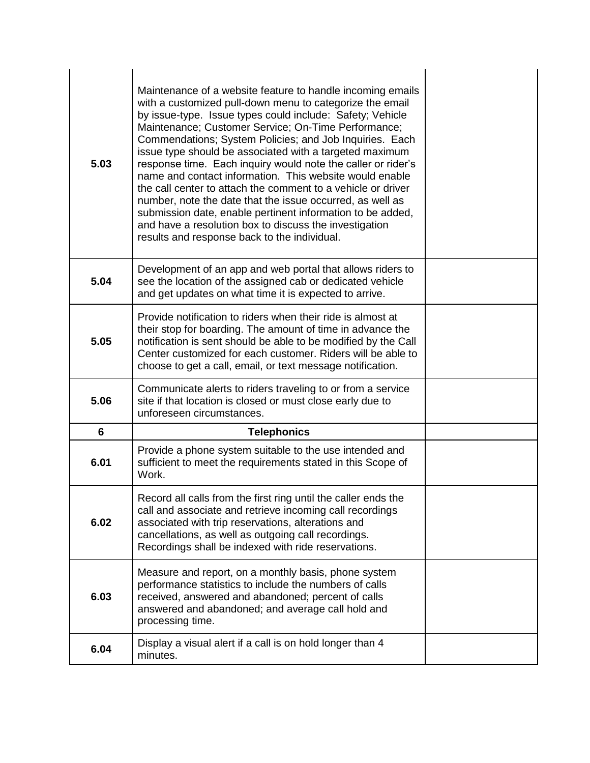| | | |
|---|---|---|
| **5.03** | Maintenance of a website feature to handle incoming emails with a customized pull-down menu to categorize the email by issue-type. Issue types could include: Safety; Vehicle Maintenance; Customer Service; On-Time Performance; Commendations; System Policies; and Job Inquiries. Each issue type should be associated with a targeted maximum response time. Each inquiry would note the caller or rider's name and contact information. This website would enable the call center to attach the comment to a vehicle or driver number, note the date that the issue occurred, as well as submission date, enable pertinent information to be added, and have a resolution box to discuss the investigation results and response back to the individual. | |
| **5.04** | Development of an app and web portal that allows riders to see the location of the assigned cab or dedicated vehicle and get updates on what time it is expected to arrive. | |
| **5.05** | Provide notification to riders when their ride is almost at their stop for boarding. The amount of time in advance the notification is sent should be able to be modified by the Call Center customized for each customer. Riders will be able to choose to get a call, email, or text message notification. | |
| **5.06** | Communicate alerts to riders traveling to or from a service site if that location is closed or must close early due to unforeseen circumstances. | |
| **6** | **Telephonics** | |
| **6.01** | Provide a phone system suitable to the use intended and sufficient to meet the requirements stated in this Scope of Work. | |
| **6.02** | Record all calls from the first ring until the caller ends the call and associate and retrieve incoming call recordings associated with trip reservations, alterations and cancellations, as well as outgoing call recordings. Recordings shall be indexed with ride reservations. | |
| **6.03** | Measure and report, on a monthly basis, phone system performance statistics to include the numbers of calls received, answered and abandoned; percent of calls answered and abandoned; and average call hold and processing time. | |
| **6.04** | Display a visual alert if a call is on hold longer than 4 minutes. | |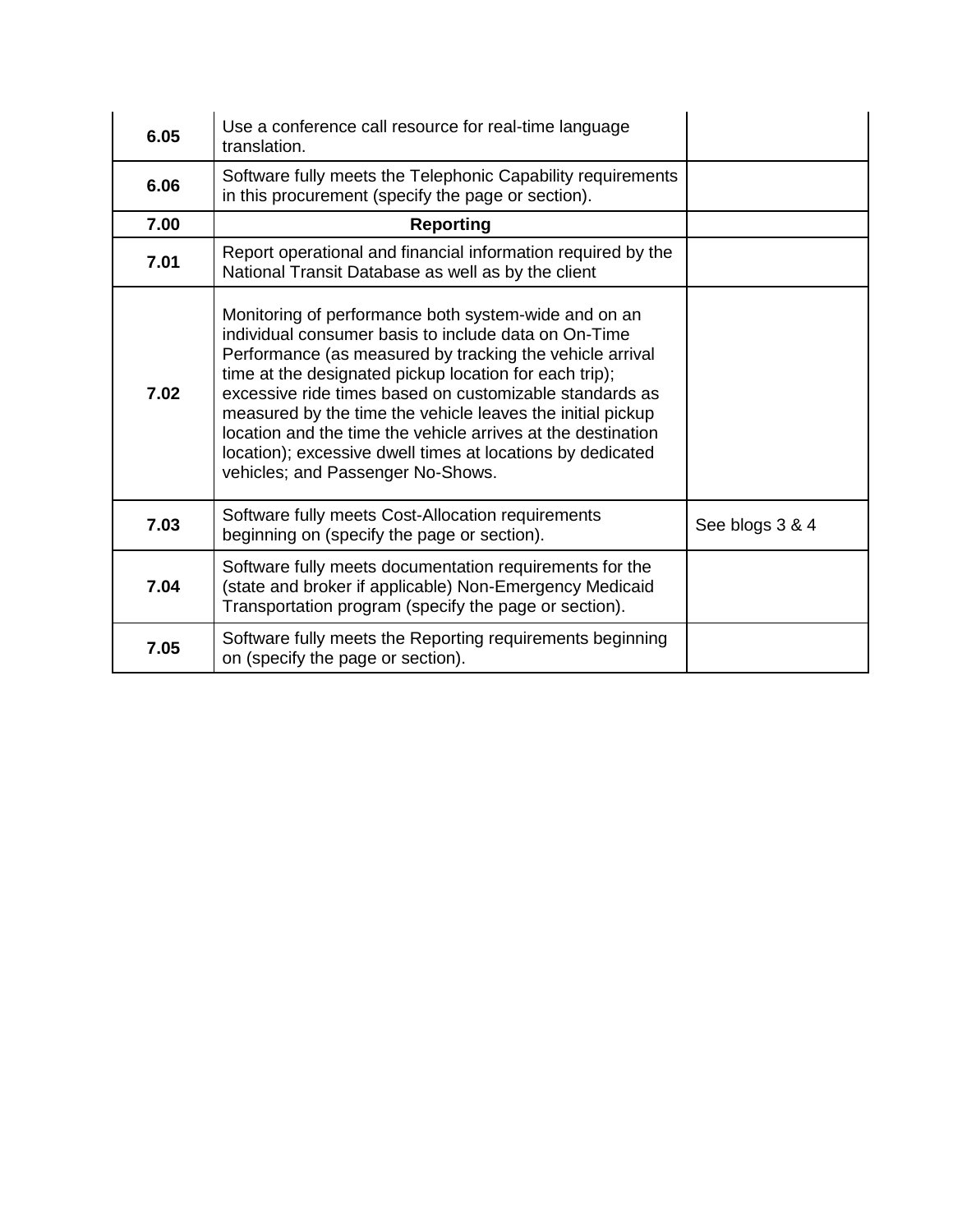| | | |
|---|---|---|
| **6.05** | Use a conference call resource for real-time language translation. | |
| **6.06** | Software fully meets the Telephonic Capability requirements in this procurement (specify the page or section). | |
| **7.00** | **Reporting** | |
| **7.01** | Report operational and financial information required by the National Transit Database as well as by the client | |
| **7.02** | Monitoring of performance both system-wide and on an individual consumer basis to include data on On-Time Performance (as measured by tracking the vehicle arrival time at the designated pickup location for each trip); excessive ride times based on customizable standards as measured by the time the vehicle leaves the initial pickup location and the time the vehicle arrives at the destination location); excessive dwell times at locations by dedicated vehicles; and Passenger No-Shows. | |
| **7.03** | Software fully meets Cost-Allocation requirements beginning on (specify the page or section). | See blogs 3 & 4 |
| **7.04** | Software fully meets documentation requirements for the (state and broker if applicable) Non-Emergency Medicaid Transportation program (specify the page or section). | |
| **7.05** | Software fully meets the Reporting requirements beginning on (specify the page or section). | |